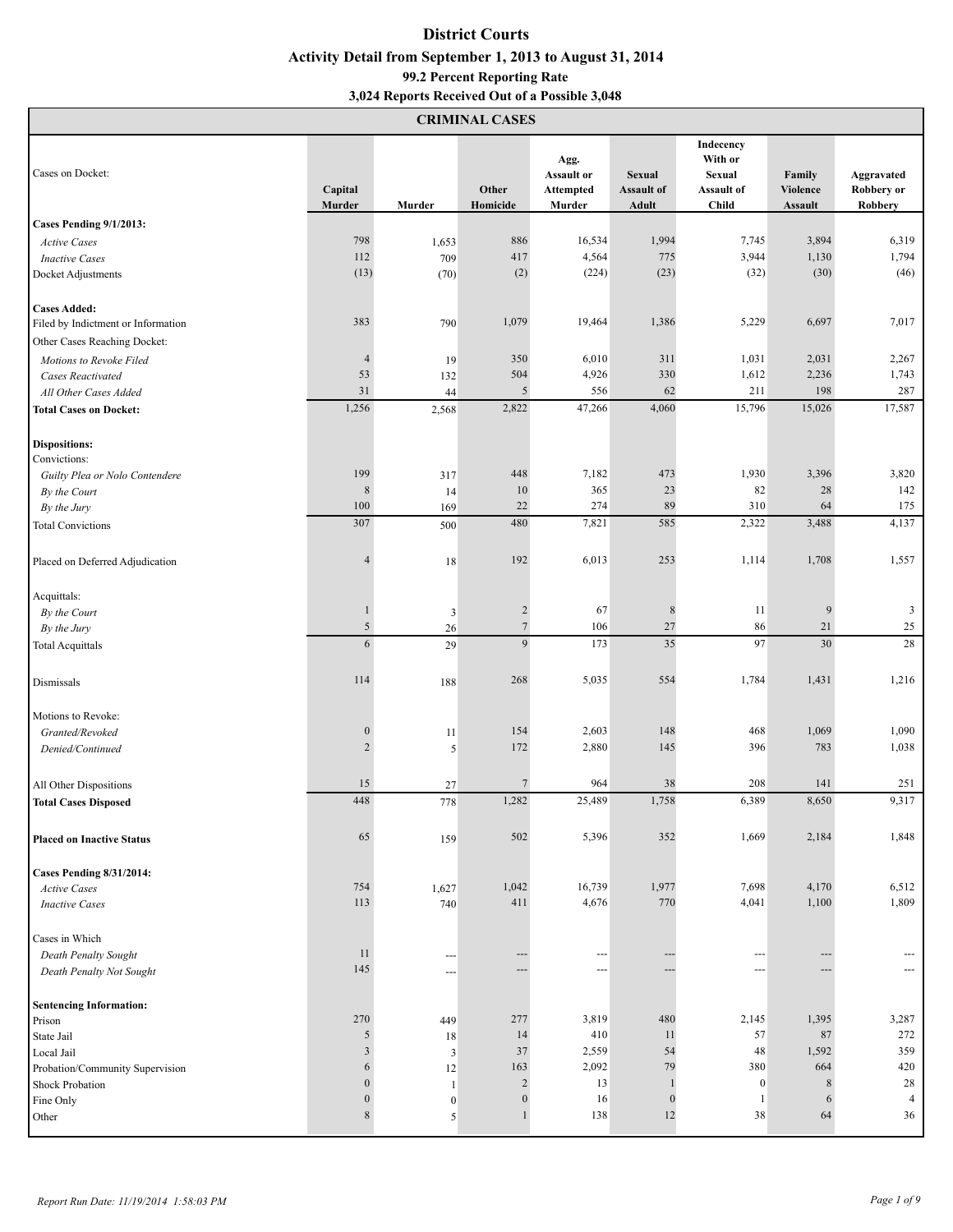# District Courts

## Activity Detail from September 1, 2013 to August 31, 2014

### 99.2 Percent Reporting Rate

### 3,024 Reports Received Out of a Possible 3,048

## CRIMINAL CASES

| Cases on Docket: | Capital Murder | Murder | Other Homicide | Agg. Assault or Attempted Murder | Sexual Assault of Adult | Indecency With or Sexual Assault of Child | Family Violence Assault | Aggravated Robbery or Robbery |
|---|---|---|---|---|---|---|---|---|
| **Cases Pending 9/1/2013:** | | | | | | | | |
| *Active Cases* | 798 | 1,653 | 886 | 16,534 | 1,994 | 7,745 | 3,894 | 6,319 |
| *Inactive Cases* | 112 | 709 | 417 | 4,564 | 775 | 3,944 | 1,130 | 1,794 |
| Docket Adjustments | (13) | (70) | (2) | (224) | (23) | (32) | (30) | (46) |
| **Cases Added:** | | | | | | | | |
| Filed by Indictment or Information | 383 | 790 | 1,079 | 19,464 | 1,386 | 5,229 | 6,697 | 7,017 |
| Other Cases Reaching Docket: | | | | | | | | |
| *Motions to Revoke Filed* | 4 | 19 | 350 | 6,010 | 311 | 1,031 | 2,031 | 2,267 |
| *Cases Reactivated* | 53 | 132 | 504 | 4,926 | 330 | 1,612 | 2,236 | 1,743 |
| *All Other Cases Added* | 31 | 44 | 5 | 556 | 62 | 211 | 198 | 287 |
| **Total Cases on Docket:** | 1,256 | 2,568 | 2,822 | 47,266 | 4,060 | 15,796 | 15,026 | 17,587 |
| **Dispositions:** | | | | | | | | |
| Convictions: | | | | | | | | |
| *Guilty Plea or Nolo Contendere* | 199 | 317 | 448 | 7,182 | 473 | 1,930 | 3,396 | 3,820 |
| *By the Court* | 8 | 14 | 10 | 365 | 23 | 82 | 28 | 142 |
| *By the Jury* | 100 | 169 | 22 | 274 | 89 | 310 | 64 | 175 |
| Total Convictions | 307 | 500 | 480 | 7,821 | 585 | 2,322 | 3,488 | 4,137 |
| Placed on Deferred Adjudication | 4 | 18 | 192 | 6,013 | 253 | 1,114 | 1,708 | 1,557 |
| Acquittals: | | | | | | | | |
| *By the Court* | 1 | 3 | 2 | 67 | 8 | 11 | 9 | 3 |
| *By the Jury* | 5 | 26 | 7 | 106 | 27 | 86 | 21 | 25 |
| Total Acquittals | 6 | 29 | 9 | 173 | 35 | 97 | 30 | 28 |
| Dismissals | 114 | 188 | 268 | 5,035 | 554 | 1,784 | 1,431 | 1,216 |
| Motions to Revoke: | | | | | | | | |
| *Granted/Revoked* | 0 | 11 | 154 | 2,603 | 148 | 468 | 1,069 | 1,090 |
| *Denied/Continued* | 2 | 5 | 172 | 2,880 | 145 | 396 | 783 | 1,038 |
| All Other Dispositions | 15 | 27 | 7 | 964 | 38 | 208 | 141 | 251 |
| **Total Cases Disposed** | 448 | 778 | 1,282 | 25,489 | 1,758 | 6,389 | 8,650 | 9,317 |
| **Placed on Inactive Status** | 65 | 159 | 502 | 5,396 | 352 | 1,669 | 2,184 | 1,848 |
| **Cases Pending 8/31/2014:** | | | | | | | | |
| *Active Cases* | 754 | 1,627 | 1,042 | 16,739 | 1,977 | 7,698 | 4,170 | 6,512 |
| *Inactive Cases* | 113 | 740 | 411 | 4,676 | 770 | 4,041 | 1,100 | 1,809 |
| Cases in Which | | | | | | | | |
| *Death Penalty Sought* | 11 | --- | --- | --- | --- | --- | --- | --- |
| *Death Penalty Not Sought* | 145 | --- | --- | --- | --- | --- | --- | --- |
| **Sentencing Information:** | | | | | | | | |
| Prison | 270 | 449 | 277 | 3,819 | 480 | 2,145 | 1,395 | 3,287 |
| State Jail | 5 | 18 | 14 | 410 | 11 | 57 | 87 | 272 |
| Local Jail | 3 | 3 | 37 | 2,559 | 54 | 48 | 1,592 | 359 |
| Probation/Community Supervision | 6 | 12 | 163 | 2,092 | 79 | 380 | 664 | 420 |
| Shock Probation | 0 | 1 | 2 | 13 | 1 | 0 | 8 | 28 |
| Fine Only | 0 | 0 | 0 | 16 | 0 | 1 | 6 | 4 |
| Other | 8 | 5 | 1 | 138 | 12 | 38 | 64 | 36 |

*Report Run Date: 11/19/2014 1:58:03 PM*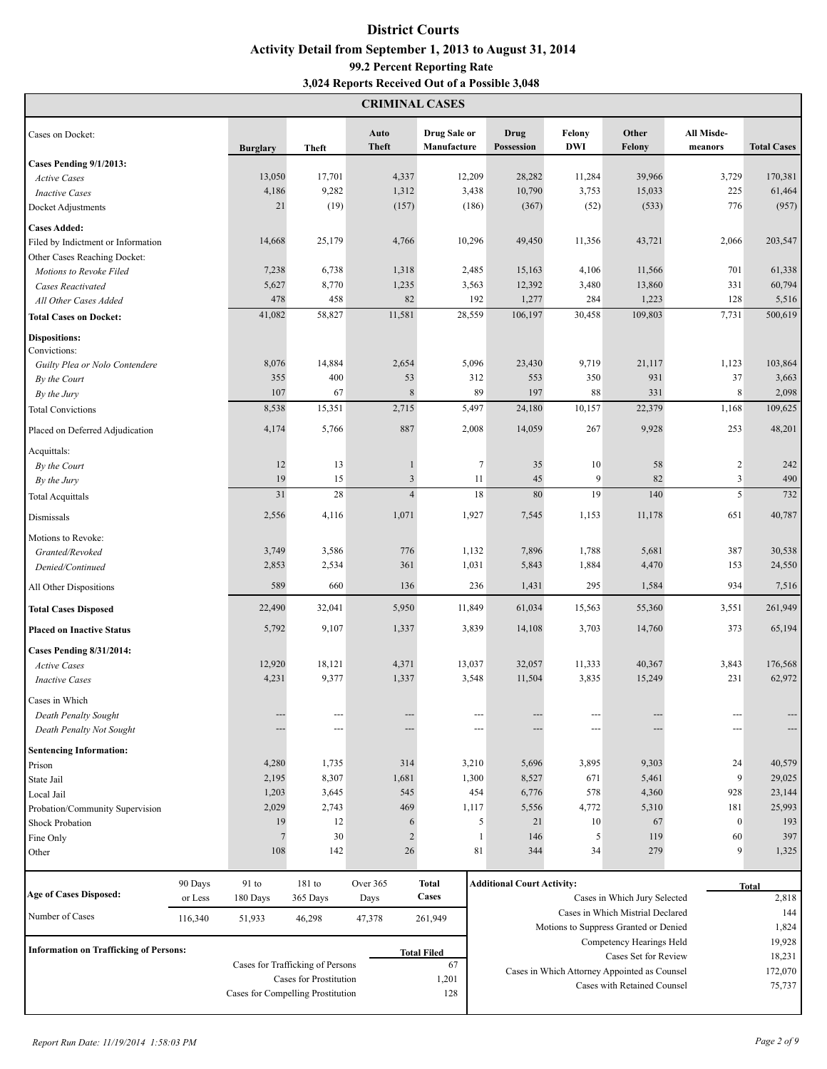# District Courts

## Activity Detail from September 1, 2013 to August 31, 2014

### 99.2 Percent Reporting Rate

### 3,024 Reports Received Out of a Possible 3,048

## CRIMINAL CASES

| Cases on Docket: | Burglary | Theft | Auto Theft | Drug Sale or Manufacture | Drug Possession | Felony DWI | Other Felony | All Misdemeanors | Total Cases |
|---|---|---|---|---|---|---|---|---|---|
| **Cases Pending 9/1/2013:** | | | | | | | | | |
| *Active Cases* | 13,050 | 17,701 | 4,337 | 12,209 | 28,282 | 11,284 | 39,966 | 3,729 | 170,381 |
| *Inactive Cases* | 4,186 | 9,282 | 1,312 | 3,438 | 10,790 | 3,753 | 15,033 | 225 | 61,464 |
| Docket Adjustments | 21 | (19) | (157) | (186) | (367) | (52) | (533) | 776 | (957) |
| **Cases Added:** | | | | | | | | | |
| Filed by Indictment or Information | 14,668 | 25,179 | 4,766 | 10,296 | 49,450 | 11,356 | 43,721 | 2,066 | 203,547 |
| Other Cases Reaching Docket: | | | | | | | | | |
| *Motions to Revoke Filed* | 7,238 | 6,738 | 1,318 | 2,485 | 15,163 | 4,106 | 11,566 | 701 | 61,338 |
| *Cases Reactivated* | 5,627 | 8,770 | 1,235 | 3,563 | 12,392 | 3,480 | 13,860 | 331 | 60,794 |
| *All Other Cases Added* | 478 | 458 | 82 | 192 | 1,277 | 284 | 1,223 | 128 | 5,516 |
| **Total Cases on Docket:** | 41,082 | 58,827 | 11,581 | 28,559 | 106,197 | 30,458 | 109,803 | 7,731 | 500,619 |
| **Dispositions:** | | | | | | | | | |
| Convictions: | | | | | | | | | |
| *Guilty Plea or Nolo Contendere* | 8,076 | 14,884 | 2,654 | 5,096 | 23,430 | 9,719 | 21,117 | 1,123 | 103,864 |
| *By the Court* | 355 | 400 | 53 | 312 | 553 | 350 | 931 | 37 | 3,663 |
| *By the Jury* | 107 | 67 | 8 | 89 | 197 | 88 | 331 | 8 | 2,098 |
| Total Convictions | 8,538 | 15,351 | 2,715 | 5,497 | 24,180 | 10,157 | 22,379 | 1,168 | 109,625 |
| Placed on Deferred Adjudication | 4,174 | 5,766 | 887 | 2,008 | 14,059 | 267 | 9,928 | 253 | 48,201 |
| Acquittals: | | | | | | | | | |
| *By the Court* | 12 | 13 | 1 | 7 | 35 | 10 | 58 | 2 | 242 |
| *By the Jury* | 19 | 15 | 3 | 11 | 45 | 9 | 82 | 3 | 490 |
| Total Acquittals | 31 | 28 | 4 | 18 | 80 | 19 | 140 | 5 | 732 |
| Dismissals | 2,556 | 4,116 | 1,071 | 1,927 | 7,545 | 1,153 | 11,178 | 651 | 40,787 |
| Motions to Revoke: | | | | | | | | | |
| *Granted/Revoked* | 3,749 | 3,586 | 776 | 1,132 | 7,896 | 1,788 | 5,681 | 387 | 30,538 |
| *Denied/Continued* | 2,853 | 2,534 | 361 | 1,031 | 5,843 | 1,884 | 4,470 | 153 | 24,550 |
| All Other Dispositions | 589 | 660 | 136 | 236 | 1,431 | 295 | 1,584 | 934 | 7,516 |
| **Total Cases Disposed** | 22,490 | 32,041 | 5,950 | 11,849 | 61,034 | 15,563 | 55,360 | 3,551 | 261,949 |
| **Placed on Inactive Status** | 5,792 | 9,107 | 1,337 | 3,839 | 14,108 | 3,703 | 14,760 | 373 | 65,194 |
| **Cases Pending 8/31/2014:** | | | | | | | | | |
| *Active Cases* | 12,920 | 18,121 | 4,371 | 13,037 | 32,057 | 11,333 | 40,367 | 3,843 | 176,568 |
| *Inactive Cases* | 4,231 | 9,377 | 1,337 | 3,548 | 11,504 | 3,835 | 15,249 | 231 | 62,972 |
| Cases in Which | | | | | | | | | |
| *Death Penalty Sought* | --- | --- | --- | --- | --- | --- | --- | --- | --- |
| *Death Penalty Not Sought* | --- | --- | --- | --- | --- | --- | --- | --- | --- |
| **Sentencing Information:** | | | | | | | | | |
| Prison | 4,280 | 1,735 | 314 | 3,210 | 5,696 | 3,895 | 9,303 | 24 | 40,579 |
| State Jail | 2,195 | 8,307 | 1,681 | 1,300 | 8,527 | 671 | 5,461 | 9 | 29,025 |
| Local Jail | 1,203 | 3,645 | 545 | 454 | 6,776 | 578 | 4,360 | 928 | 23,144 |
| Probation/Community Supervision | 2,029 | 2,743 | 469 | 1,117 | 5,556 | 4,772 | 5,310 | 181 | 25,993 |
| Shock Probation | 19 | 12 | 6 | 5 | 21 | 10 | 67 | 0 | 193 |
| Fine Only | 7 | 30 | 2 | 1 | 146 | 5 | 119 | 60 | 397 |
| Other | 108 | 142 | 26 | 81 | 344 | 34 | 279 | 9 | 1,325 |

| Age of Cases Disposed: | 90 Days or Less | 91 to 180 Days | 181 to 365 Days | Over 365 Days | Total Cases |
|---|---|---|---|---|---|
| Number of Cases | 116,340 | 51,933 | 46,298 | 47,378 | 261,949 |

**Information on Trafficking of Persons:**

| | Total Filed |
|---|---|
| Cases for Trafficking of Persons | 67 |
| Cases for Prostitution | 1,201 |
| Cases for Compelling Prostitution | 128 |

**Additional Court Activity:**

| | Total |
|---|---|
| Cases in Which Jury Selected | 2,818 |
| Cases in Which Mistrial Declared | 144 |
| Motions to Suppress Granted or Denied | 1,824 |
| Competency Hearings Held | 19,928 |
| Cases Set for Review | 18,231 |
| Cases in Which Attorney Appointed as Counsel | 172,070 |
| Cases with Retained Counsel | 75,737 |

Report Run Date: 11/19/2014 1:58:03 PM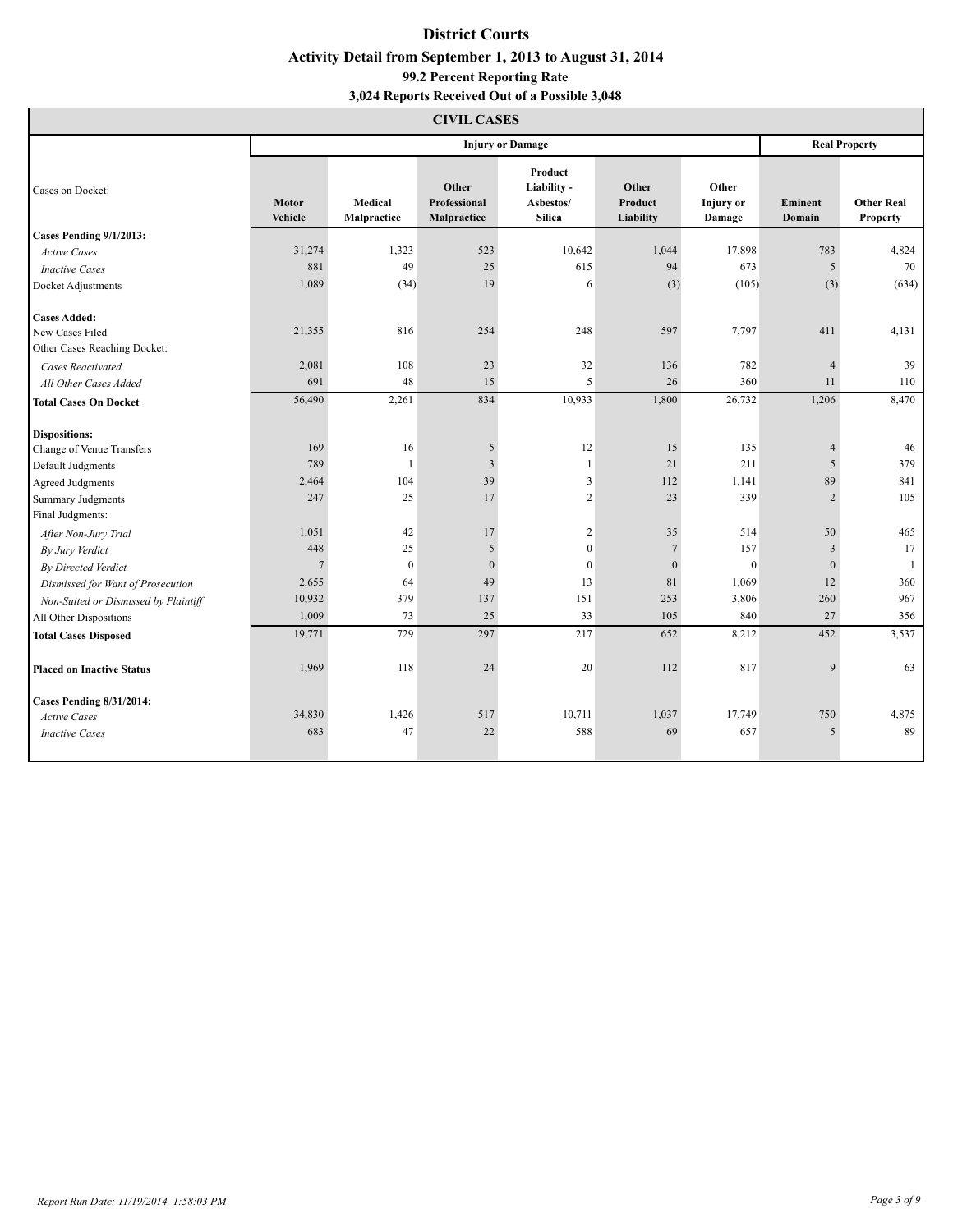# District Courts

## Activity Detail from September 1, 2013 to August 31, 2014

**99.2 Percent Reporting Rate**

**3,024 Reports Received Out of a Possible 3,048**

### CIVIL CASES

| | Injury or Damage | | | | | | Real Property | |
|---|---|---|---|---|---|---|---|---|
| Cases on Docket: | **Motor Vehicle** | **Medical Malpractice** | **Other Professional Malpractice** | **Product Liability - Asbestos/ Silica** | **Other Product Liability** | **Other Injury or Damage** | **Eminent Domain** | **Other Real Property** |
| **Cases Pending 9/1/2013:** | | | | | | | | |
| *Active Cases* | 31,274 | 1,323 | 523 | 10,642 | 1,044 | 17,898 | 783 | 4,824 |
| *Inactive Cases* | 881 | 49 | 25 | 615 | 94 | 673 | 5 | 70 |
| Docket Adjustments | 1,089 | (34) | 19 | 6 | (3) | (105) | (3) | (634) |
| **Cases Added:** | | | | | | | | |
| New Cases Filed | 21,355 | 816 | 254 | 248 | 597 | 7,797 | 411 | 4,131 |
| Other Cases Reaching Docket: | | | | | | | | |
| *Cases Reactivated* | 2,081 | 108 | 23 | 32 | 136 | 782 | 4 | 39 |
| *All Other Cases Added* | 691 | 48 | 15 | 5 | 26 | 360 | 11 | 110 |
| **Total Cases On Docket** | 56,490 | 2,261 | 834 | 10,933 | 1,800 | 26,732 | 1,206 | 8,470 |
| **Dispositions:** | | | | | | | | |
| Change of Venue Transfers | 169 | 16 | 5 | 12 | 15 | 135 | 4 | 46 |
| Default Judgments | 789 | 1 | 3 | 1 | 21 | 211 | 5 | 379 |
| Agreed Judgments | 2,464 | 104 | 39 | 3 | 112 | 1,141 | 89 | 841 |
| Summary Judgments | 247 | 25 | 17 | 2 | 23 | 339 | 2 | 105 |
| Final Judgments: | | | | | | | | |
| *After Non-Jury Trial* | 1,051 | 42 | 17 | 2 | 35 | 514 | 50 | 465 |
| *By Jury Verdict* | 448 | 25 | 5 | 0 | 7 | 157 | 3 | 17 |
| *By Directed Verdict* | 7 | 0 | 0 | 0 | 0 | 0 | 0 | 1 |
| *Dismissed for Want of Prosecution* | 2,655 | 64 | 49 | 13 | 81 | 1,069 | 12 | 360 |
| *Non-Suited or Dismissed by Plaintiff* | 10,932 | 379 | 137 | 151 | 253 | 3,806 | 260 | 967 |
| All Other Dispositions | 1,009 | 73 | 25 | 33 | 105 | 840 | 27 | 356 |
| **Total Cases Disposed** | 19,771 | 729 | 297 | 217 | 652 | 8,212 | 452 | 3,537 |
| **Placed on Inactive Status** | 1,969 | 118 | 24 | 20 | 112 | 817 | 9 | 63 |
| **Cases Pending 8/31/2014:** | | | | | | | | |
| *Active Cases* | 34,830 | 1,426 | 517 | 10,711 | 1,037 | 17,749 | 750 | 4,875 |
| *Inactive Cases* | 683 | 47 | 22 | 588 | 69 | 657 | 5 | 89 |

*Report Run Date: 11/19/2014 1:58:03 PM*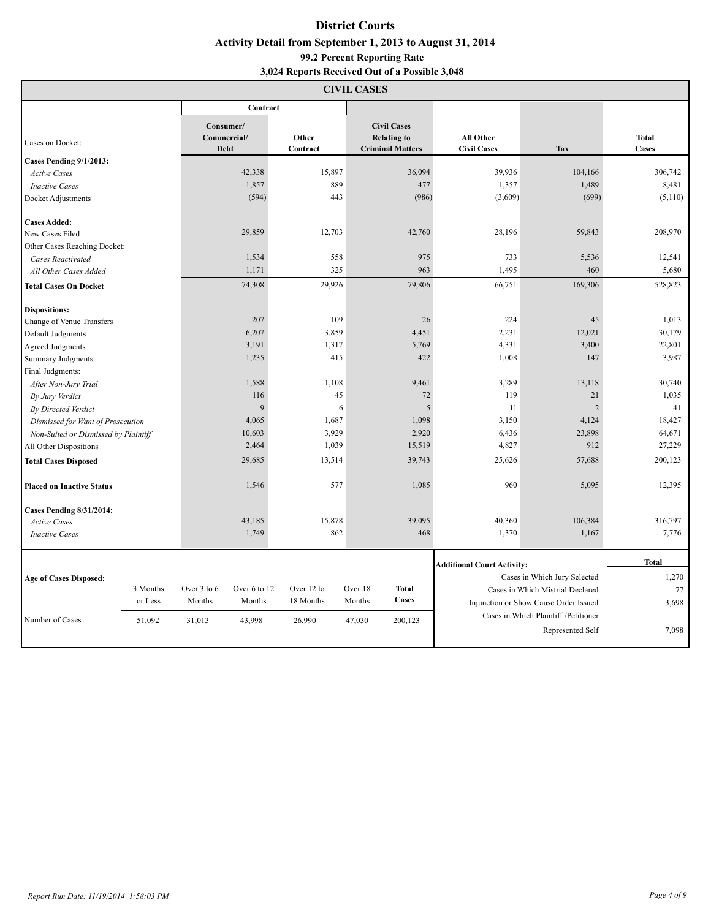# District Courts

## Activity Detail from September 1, 2013 to August 31, 2014

### 99.2 Percent Reporting Rate

### 3,024 Reports Received Out of a Possible 3,048

## CIVIL CASES

| Cases on Docket: | Contract: Consumer/ Commercial/ Debt | Contract: Other Contract | Civil Cases Relating to Criminal Matters | All Other Civil Cases | Tax | Total Cases |
|---|---|---|---|---|---|---|
| **Cases Pending 9/1/2013:** | | | | | | |
| *Active Cases* | 42,338 | 15,897 | 36,094 | 39,936 | 104,166 | 306,742 |
| *Inactive Cases* | 1,857 | 889 | 477 | 1,357 | 1,489 | 8,481 |
| Docket Adjustments | (594) | 443 | (986) | (3,609) | (699) | (5,110) |
| **Cases Added:** | | | | | | |
| New Cases Filed | 29,859 | 12,703 | 42,760 | 28,196 | 59,843 | 208,970 |
| Other Cases Reaching Docket: | | | | | | |
| *Cases Reactivated* | 1,534 | 558 | 975 | 733 | 5,536 | 12,541 |
| *All Other Cases Added* | 1,171 | 325 | 963 | 1,495 | 460 | 5,680 |
| **Total Cases On Docket** | 74,308 | 29,926 | 79,806 | 66,751 | 169,306 | 528,823 |
| **Dispositions:** | | | | | | |
| Change of Venue Transfers | 207 | 109 | 26 | 224 | 45 | 1,013 |
| Default Judgments | 6,207 | 3,859 | 4,451 | 2,231 | 12,021 | 30,179 |
| Agreed Judgments | 3,191 | 1,317 | 5,769 | 4,331 | 3,400 | 22,801 |
| Summary Judgments | 1,235 | 415 | 422 | 1,008 | 147 | 3,987 |
| Final Judgments: | | | | | | |
| *After Non-Jury Trial* | 1,588 | 1,108 | 9,461 | 3,289 | 13,118 | 30,740 |
| *By Jury Verdict* | 116 | 45 | 72 | 119 | 21 | 1,035 |
| *By Directed Verdict* | 9 | 6 | 5 | 11 | 2 | 41 |
| *Dismissed for Want of Prosecution* | 4,065 | 1,687 | 1,098 | 3,150 | 4,124 | 18,427 |
| *Non-Suited or Dismissed by Plaintiff* | 10,603 | 3,929 | 2,920 | 6,436 | 23,898 | 64,671 |
| All Other Dispositions | 2,464 | 1,039 | 15,519 | 4,827 | 912 | 27,229 |
| **Total Cases Disposed** | 29,685 | 13,514 | 39,743 | 25,626 | 57,688 | 200,123 |
| **Placed on Inactive Status** | 1,546 | 577 | 1,085 | 960 | 5,095 | 12,395 |
| **Cases Pending 8/31/2014:** | | | | | | |
| *Active Cases* | 43,185 | 15,878 | 39,095 | 40,360 | 106,384 | 316,797 |
| *Inactive Cases* | 1,749 | 862 | 468 | 1,370 | 1,167 | 7,776 |

**Age of Cases Disposed:**

| | 3 Months or Less | Over 3 to 6 Months | Over 6 to 12 Months | Over 12 to 18 Months | Over 18 Months | Total Cases |
|---|---|---|---|---|---|---|
| Number of Cases | 51,092 | 31,013 | 43,998 | 26,990 | 47,030 | 200,123 |

| Additional Court Activity: | Total |
|---|---|
| Cases in Which Jury Selected | 1,270 |
| Cases in Which Mistrial Declared | 77 |
| Injunction or Show Cause Order Issued | 3,698 |
| Cases in Which Plaintiff /Petitioner Represented Self | 7,098 |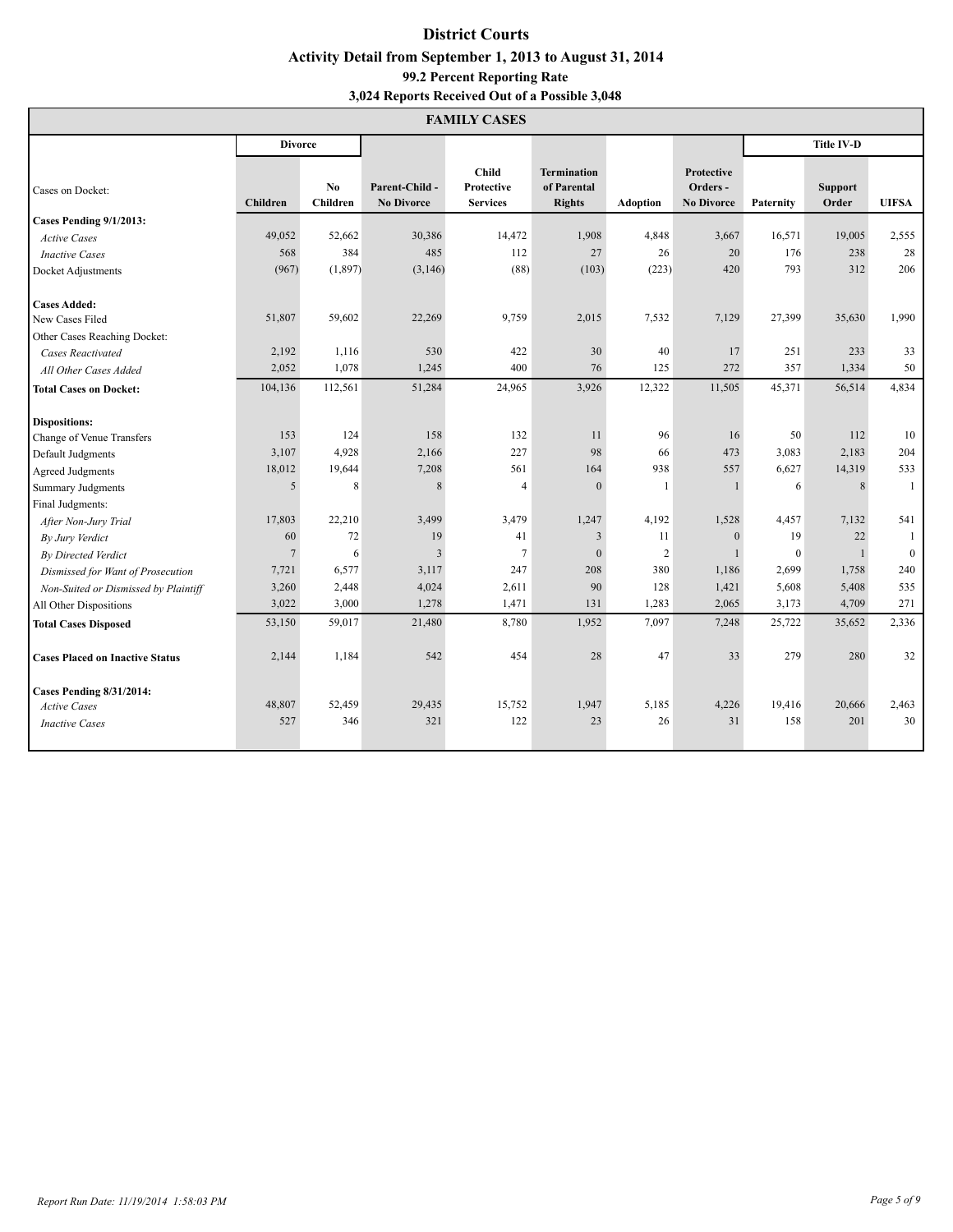# District Courts

## Activity Detail from September 1, 2013 to August 31, 2014

### 99.2 Percent Reporting Rate

### 3,024 Reports Received Out of a Possible 3,048

**FAMILY CASES**

| | Divorce | | | | | | | Title IV-D | | |
|---|---|---|---|---|---|---|---|---|---|---|
| Cases on Docket: | Children | No Children | Parent-Child - No Divorce | Child Protective Services | Termination of Parental Rights | Adoption | Protective Orders - No Divorce | Paternity | Support Order | UIFSA |
| **Cases Pending 9/1/2013:** | | | | | | | | | | |
| *Active Cases* | 49,052 | 52,662 | 30,386 | 14,472 | 1,908 | 4,848 | 3,667 | 16,571 | 19,005 | 2,555 |
| *Inactive Cases* | 568 | 384 | 485 | 112 | 27 | 26 | 20 | 176 | 238 | 28 |
| Docket Adjustments | (967) | (1,897) | (3,146) | (88) | (103) | (223) | 420 | 793 | 312 | 206 |
| **Cases Added:** | | | | | | | | | | |
| New Cases Filed | 51,807 | 59,602 | 22,269 | 9,759 | 2,015 | 7,532 | 7,129 | 27,399 | 35,630 | 1,990 |
| Other Cases Reaching Docket: | | | | | | | | | | |
| *Cases Reactivated* | 2,192 | 1,116 | 530 | 422 | 30 | 40 | 17 | 251 | 233 | 33 |
| *All Other Cases Added* | 2,052 | 1,078 | 1,245 | 400 | 76 | 125 | 272 | 357 | 1,334 | 50 |
| **Total Cases on Docket:** | 104,136 | 112,561 | 51,284 | 24,965 | 3,926 | 12,322 | 11,505 | 45,371 | 56,514 | 4,834 |
| **Dispositions:** | | | | | | | | | | |
| Change of Venue Transfers | 153 | 124 | 158 | 132 | 11 | 96 | 16 | 50 | 112 | 10 |
| Default Judgments | 3,107 | 4,928 | 2,166 | 227 | 98 | 66 | 473 | 3,083 | 2,183 | 204 |
| Agreed Judgments | 18,012 | 19,644 | 7,208 | 561 | 164 | 938 | 557 | 6,627 | 14,319 | 533 |
| Summary Judgments | 5 | 8 | 8 | 4 | 0 | 1 | 1 | 6 | 8 | 1 |
| Final Judgments: | | | | | | | | | | |
| *After Non-Jury Trial* | 17,803 | 22,210 | 3,499 | 3,479 | 1,247 | 4,192 | 1,528 | 4,457 | 7,132 | 541 |
| *By Jury Verdict* | 60 | 72 | 19 | 41 | 3 | 11 | 0 | 19 | 22 | 1 |
| *By Directed Verdict* | 7 | 6 | 3 | 7 | 0 | 2 | 1 | 0 | 1 | 0 |
| *Dismissed for Want of Prosecution* | 7,721 | 6,577 | 3,117 | 247 | 208 | 380 | 1,186 | 2,699 | 1,758 | 240 |
| *Non-Suited or Dismissed by Plaintiff* | 3,260 | 2,448 | 4,024 | 2,611 | 90 | 128 | 1,421 | 5,608 | 5,408 | 535 |
| All Other Dispositions | 3,022 | 3,000 | 1,278 | 1,471 | 131 | 1,283 | 2,065 | 3,173 | 4,709 | 271 |
| **Total Cases Disposed** | 53,150 | 59,017 | 21,480 | 8,780 | 1,952 | 7,097 | 7,248 | 25,722 | 35,652 | 2,336 |
| **Cases Placed on Inactive Status** | 2,144 | 1,184 | 542 | 454 | 28 | 47 | 33 | 279 | 280 | 32 |
| **Cases Pending 8/31/2014:** | | | | | | | | | | |
| *Active Cases* | 48,807 | 52,459 | 29,435 | 15,752 | 1,947 | 5,185 | 4,226 | 19,416 | 20,666 | 2,463 |
| *Inactive Cases* | 527 | 346 | 321 | 122 | 23 | 26 | 31 | 158 | 201 | 30 |

*Report Run Date: 11/19/2014 1:58:03 PM*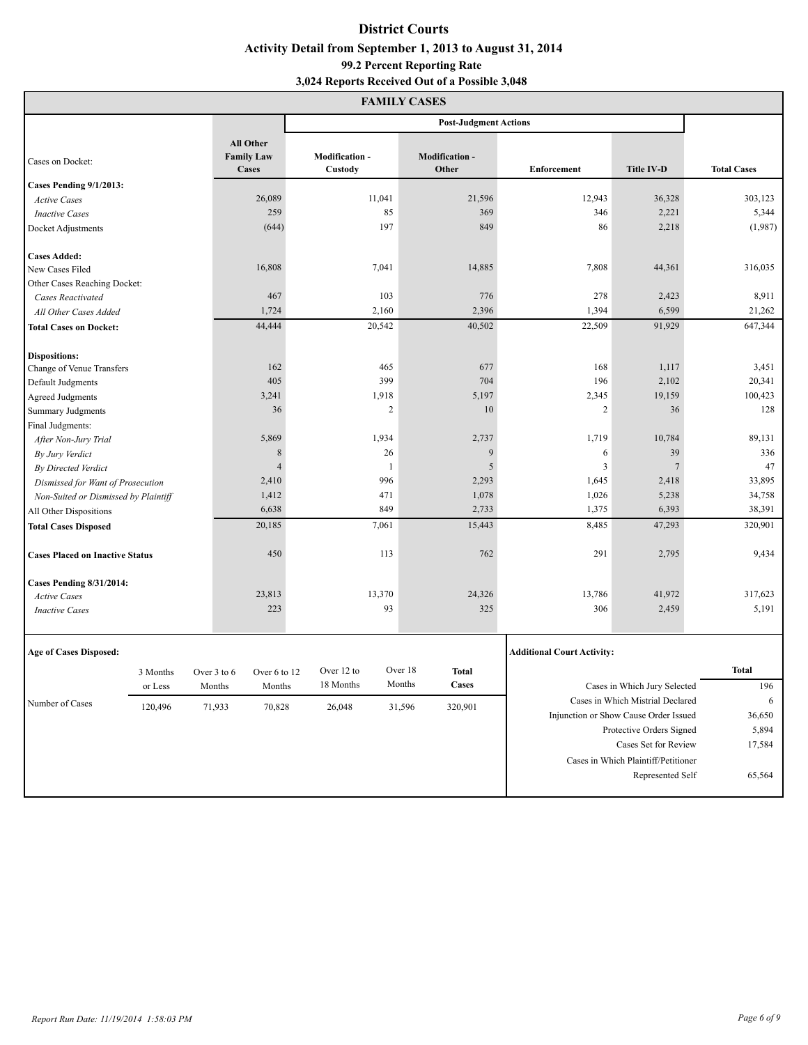# District Courts

## Activity Detail from September 1, 2013 to August 31, 2014

### 99.2 Percent Reporting Rate

### 3,024 Reports Received Out of a Possible 3,048

## FAMILY CASES

| Cases on Docket: | All Other Family Law Cases | Post-Judgment Actions: Modification - Custody | Post-Judgment Actions: Modification - Other | Post-Judgment Actions: Enforcement | Post-Judgment Actions: Title IV-D | Total Cases |
|---|---|---|---|---|---|---|
| **Cases Pending 9/1/2013:** | | | | | | |
| *Active Cases* | 26,089 | 11,041 | 21,596 | 12,943 | 36,328 | 303,123 |
| *Inactive Cases* | 259 | 85 | 369 | 346 | 2,221 | 5,344 |
| Docket Adjustments | (644) | 197 | 849 | 86 | 2,218 | (1,987) |
| **Cases Added:** | | | | | | |
| New Cases Filed | 16,808 | 7,041 | 14,885 | 7,808 | 44,361 | 316,035 |
| Other Cases Reaching Docket: | | | | | | |
| *Cases Reactivated* | 467 | 103 | 776 | 278 | 2,423 | 8,911 |
| *All Other Cases Added* | 1,724 | 2,160 | 2,396 | 1,394 | 6,599 | 21,262 |
| **Total Cases on Docket:** | 44,444 | 20,542 | 40,502 | 22,509 | 91,929 | 647,344 |
| **Dispositions:** | | | | | | |
| Change of Venue Transfers | 162 | 465 | 677 | 168 | 1,117 | 3,451 |
| Default Judgments | 405 | 399 | 704 | 196 | 2,102 | 20,341 |
| Agreed Judgments | 3,241 | 1,918 | 5,197 | 2,345 | 19,159 | 100,423 |
| Summary Judgments | 36 | 2 | 10 | 2 | 36 | 128 |
| Final Judgments: | | | | | | |
| *After Non-Jury Trial* | 5,869 | 1,934 | 2,737 | 1,719 | 10,784 | 89,131 |
| *By Jury Verdict* | 8 | 26 | 9 | 6 | 39 | 336 |
| *By Directed Verdict* | 4 | 1 | 5 | 3 | 7 | 47 |
| *Dismissed for Want of Prosecution* | 2,410 | 996 | 2,293 | 1,645 | 2,418 | 33,895 |
| *Non-Suited or Dismissed by Plaintiff* | 1,412 | 471 | 1,078 | 1,026 | 5,238 | 34,758 |
| All Other Dispositions | 6,638 | 849 | 2,733 | 1,375 | 6,393 | 38,391 |
| **Total Cases Disposed** | 20,185 | 7,061 | 15,443 | 8,485 | 47,293 | 320,901 |
| **Cases Placed on Inactive Status** | 450 | 113 | 762 | 291 | 2,795 | 9,434 |
| **Cases Pending 8/31/2014:** | | | | | | |
| *Active Cases* | 23,813 | 13,370 | 24,326 | 13,786 | 41,972 | 317,623 |
| *Inactive Cases* | 223 | 93 | 325 | 306 | 2,459 | 5,191 |

**Age of Cases Disposed:**

| | 3 Months or Less | Over 3 to 6 Months | Over 6 to 12 Months | Over 12 to 18 Months | Over 18 Months | Total Cases |
|---|---|---|---|---|---|---|
| Number of Cases | 120,496 | 71,933 | 70,828 | 26,048 | 31,596 | 320,901 |

**Additional Court Activity:**

| | Total |
|---|---|
| Cases in Which Jury Selected | 196 |
| Cases in Which Mistrial Declared | 6 |
| Injunction or Show Cause Order Issued | 36,650 |
| Protective Orders Signed | 5,894 |
| Cases Set for Review | 17,584 |
| Cases in Which Plaintiff/Petitioner Represented Self | 65,564 |

Report Run Date: 11/19/2014 1:58:03 PM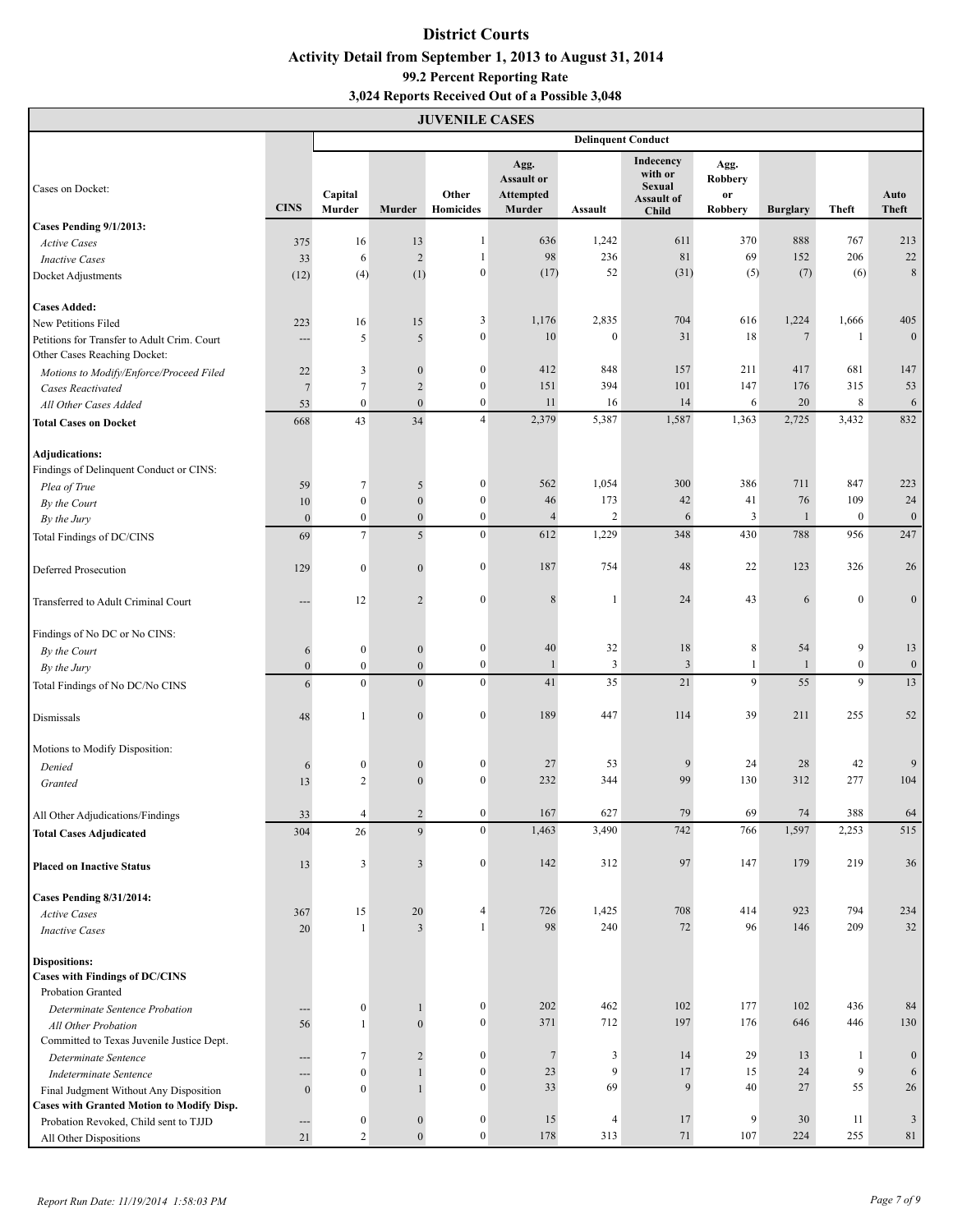# District Courts

## Activity Detail from September 1, 2013 to August 31, 2014

### 99.2 Percent Reporting Rate

### 3,024 Reports Received Out of a Possible 3,048

| JUVENILE CASES | | | | | | | | | | | |
|---|---|---|---|---|---|---|---|---|---|---|---|
| | | Delinquent Conduct | | | | | | | | | |
| Cases on Docket: | CINS | Capital Murder | Murder | Other Homicides | Agg. Assault or Attempted Murder | Assault | Indecency with or Sexual Assault of Child | Agg. Robbery or Robbery | Burglary | Theft | Auto Theft |
| **Cases Pending 9/1/2013:** | | | | | | | | | | | |
| *Active Cases* | 375 | 16 | 13 | 1 | 636 | 1,242 | 611 | 370 | 888 | 767 | 213 |
| *Inactive Cases* | 33 | 6 | 2 | 1 | 98 | 236 | 81 | 69 | 152 | 206 | 22 |
| Docket Adjustments | (12) | (4) | (1) | 0 | (17) | 52 | (31) | (5) | (7) | (6) | 8 |
| **Cases Added:** | | | | | | | | | | | |
| New Petitions Filed | 223 | 16 | 15 | 3 | 1,176 | 2,835 | 704 | 616 | 1,224 | 1,666 | 405 |
| Petitions for Transfer to Adult Crim. Court | --- | 5 | 5 | 0 | 10 | 0 | 31 | 18 | 7 | 1 | 0 |
| Other Cases Reaching Docket: | | | | | | | | | | | |
| *Motions to Modify/Enforce/Proceed Filed* | 22 | 3 | 0 | 0 | 412 | 848 | 157 | 211 | 417 | 681 | 147 |
| *Cases Reactivated* | 7 | 7 | 2 | 0 | 151 | 394 | 101 | 147 | 176 | 315 | 53 |
| *All Other Cases Added* | 53 | 0 | 0 | 0 | 11 | 16 | 14 | 6 | 20 | 8 | 6 |
| **Total Cases on Docket** | 668 | 43 | 34 | 4 | 2,379 | 5,387 | 1,587 | 1,363 | 2,725 | 3,432 | 832 |
| **Adjudications:** | | | | | | | | | | | |
| Findings of Delinquent Conduct or CINS: | | | | | | | | | | | |
| *Plea of True* | 59 | 7 | 5 | 0 | 562 | 1,054 | 300 | 386 | 711 | 847 | 223 |
| *By the Court* | 10 | 0 | 0 | 0 | 46 | 173 | 42 | 41 | 76 | 109 | 24 |
| *By the Jury* | 0 | 0 | 0 | 0 | 4 | 2 | 6 | 3 | 1 | 0 | 0 |
| Total Findings of DC/CINS | 69 | 7 | 5 | 0 | 612 | 1,229 | 348 | 430 | 788 | 956 | 247 |
| Deferred Prosecution | 129 | 0 | 0 | 0 | 187 | 754 | 48 | 22 | 123 | 326 | 26 |
| Transferred to Adult Criminal Court | --- | 12 | 2 | 0 | 8 | 1 | 24 | 43 | 6 | 0 | 0 |
| Findings of No DC or No CINS: | | | | | | | | | | | |
| *By the Court* | 6 | 0 | 0 | 0 | 40 | 32 | 18 | 8 | 54 | 9 | 13 |
| *By the Jury* | 0 | 0 | 0 | 0 | 1 | 3 | 3 | 1 | 1 | 0 | 0 |
| Total Findings of No DC/No CINS | 6 | 0 | 0 | 0 | 41 | 35 | 21 | 9 | 55 | 9 | 13 |
| Dismissals | 48 | 1 | 0 | 0 | 189 | 447 | 114 | 39 | 211 | 255 | 52 |
| Motions to Modify Disposition: | | | | | | | | | | | |
| *Denied* | 6 | 0 | 0 | 0 | 27 | 53 | 9 | 24 | 28 | 42 | 9 |
| *Granted* | 13 | 2 | 0 | 0 | 232 | 344 | 99 | 130 | 312 | 277 | 104 |
| All Other Adjudications/Findings | 33 | 4 | 2 | 0 | 167 | 627 | 79 | 69 | 74 | 388 | 64 |
| **Total Cases Adjudicated** | 304 | 26 | 9 | 0 | 1,463 | 3,490 | 742 | 766 | 1,597 | 2,253 | 515 |
| **Placed on Inactive Status** | 13 | 3 | 3 | 0 | 142 | 312 | 97 | 147 | 179 | 219 | 36 |
| **Cases Pending 8/31/2014:** | | | | | | | | | | | |
| *Active Cases* | 367 | 15 | 20 | 4 | 726 | 1,425 | 708 | 414 | 923 | 794 | 234 |
| *Inactive Cases* | 20 | 1 | 3 | 1 | 98 | 240 | 72 | 96 | 146 | 209 | 32 |
| **Dispositions:** | | | | | | | | | | | |
| **Cases with Findings of DC/CINS** | | | | | | | | | | | |
| Probation Granted | | | | | | | | | | | |
| *Determinate Sentence Probation* | --- | 0 | 1 | 0 | 202 | 462 | 102 | 177 | 102 | 436 | 84 |
| *All Other Probation* | 56 | 1 | 0 | 0 | 371 | 712 | 197 | 176 | 646 | 446 | 130 |
| Committed to Texas Juvenile Justice Dept. | | | | | | | | | | | |
| *Determinate Sentence* | --- | 7 | 2 | 0 | 7 | 3 | 14 | 29 | 13 | 1 | 0 |
| *Indeterminate Sentence* | --- | 0 | 1 | 0 | 23 | 9 | 17 | 15 | 24 | 9 | 6 |
| Final Judgment Without Any Disposition | 0 | 0 | 1 | 0 | 33 | 69 | 9 | 40 | 27 | 55 | 26 |
| **Cases with Granted Motion to Modify Disp.** | | | | | | | | | | | |
| Probation Revoked, Child sent to TJJD | --- | 0 | 0 | 0 | 15 | 4 | 17 | 9 | 30 | 11 | 3 |
| All Other Dispositions | 21 | 2 | 0 | 0 | 178 | 313 | 71 | 107 | 224 | 255 | 81 |

*Report Run Date: 11/19/2014 1:58:03 PM*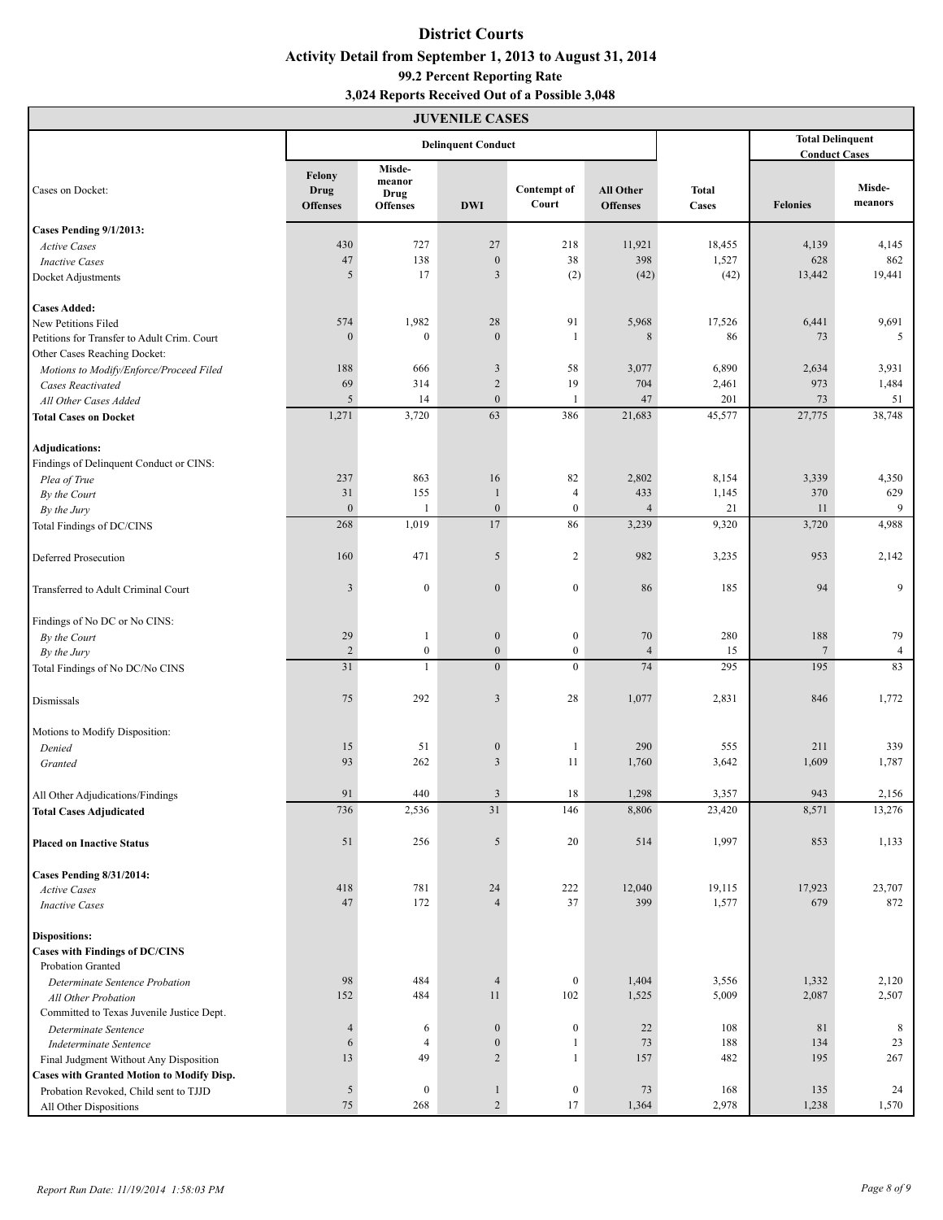# District Courts

## Activity Detail from September 1, 2013 to August 31, 2014

### 99.2 Percent Reporting Rate

### 3,024 Reports Received Out of a Possible 3,048

| JUVENILE CASES | | | | | | | | |
|---|---|---|---|---|---|---|---|---|
| | Delinquent Conduct | | | | | | Total Delinquent Conduct Cases | |
| Cases on Docket: | Felony Drug Offenses | Misdemeanor Drug Offenses | DWI | Contempt of Court | All Other Offenses | Total Cases | Felonies | Misdemeanors |
| **Cases Pending 9/1/2013:** | | | | | | | | |
| *Active Cases* | 430 | 727 | 27 | 218 | 11,921 | 18,455 | 4,139 | 4,145 |
| *Inactive Cases* | 47 | 138 | 0 | 38 | 398 | 1,527 | 628 | 862 |
| Docket Adjustments | 5 | 17 | 3 | (2) | (42) | (42) | 13,442 | 19,441 |
| **Cases Added:** | | | | | | | | |
| New Petitions Filed | 574 | 1,982 | 28 | 91 | 5,968 | 17,526 | 6,441 | 9,691 |
| Petitions for Transfer to Adult Crim. Court | 0 | 0 | 0 | 1 | 8 | 86 | 73 | 5 |
| Other Cases Reaching Docket: | | | | | | | | |
| *Motions to Modify/Enforce/Proceed Filed* | 188 | 666 | 3 | 58 | 3,077 | 6,890 | 2,634 | 3,931 |
| *Cases Reactivated* | 69 | 314 | 2 | 19 | 704 | 2,461 | 973 | 1,484 |
| *All Other Cases Added* | 5 | 14 | 0 | 1 | 47 | 201 | 73 | 51 |
| **Total Cases on Docket** | 1,271 | 3,720 | 63 | 386 | 21,683 | 45,577 | 27,775 | 38,748 |
| **Adjudications:** | | | | | | | | |
| Findings of Delinquent Conduct or CINS: | | | | | | | | |
| *Plea of True* | 237 | 863 | 16 | 82 | 2,802 | 8,154 | 3,339 | 4,350 |
| *By the Court* | 31 | 155 | 1 | 4 | 433 | 1,145 | 370 | 629 |
| *By the Jury* | 0 | 1 | 0 | 0 | 4 | 21 | 11 | 9 |
| Total Findings of DC/CINS | 268 | 1,019 | 17 | 86 | 3,239 | 9,320 | 3,720 | 4,988 |
| Deferred Prosecution | 160 | 471 | 5 | 2 | 982 | 3,235 | 953 | 2,142 |
| Transferred to Adult Criminal Court | 3 | 0 | 0 | 0 | 86 | 185 | 94 | 9 |
| Findings of No DC or No CINS: | | | | | | | | |
| *By the Court* | 29 | 1 | 0 | 0 | 70 | 280 | 188 | 79 |
| *By the Jury* | 2 | 0 | 0 | 0 | 4 | 15 | 7 | 4 |
| Total Findings of No DC/No CINS | 31 | 1 | 0 | 0 | 74 | 295 | 195 | 83 |
| Dismissals | 75 | 292 | 3 | 28 | 1,077 | 2,831 | 846 | 1,772 |
| Motions to Modify Disposition: | | | | | | | | |
| *Denied* | 15 | 51 | 0 | 1 | 290 | 555 | 211 | 339 |
| *Granted* | 93 | 262 | 3 | 11 | 1,760 | 3,642 | 1,609 | 1,787 |
| All Other Adjudications/Findings | 91 | 440 | 3 | 18 | 1,298 | 3,357 | 943 | 2,156 |
| **Total Cases Adjudicated** | 736 | 2,536 | 31 | 146 | 8,806 | 23,420 | 8,571 | 13,276 |
| **Placed on Inactive Status** | 51 | 256 | 5 | 20 | 514 | 1,997 | 853 | 1,133 |
| **Cases Pending 8/31/2014:** | | | | | | | | |
| *Active Cases* | 418 | 781 | 24 | 222 | 12,040 | 19,115 | 17,923 | 23,707 |
| *Inactive Cases* | 47 | 172 | 4 | 37 | 399 | 1,577 | 679 | 872 |
| **Dispositions:** | | | | | | | | |
| **Cases with Findings of DC/CINS** | | | | | | | | |
| Probation Granted | | | | | | | | |
| *Determinate Sentence Probation* | 98 | 484 | 4 | 0 | 1,404 | 3,556 | 1,332 | 2,120 |
| *All Other Probation* | 152 | 484 | 11 | 102 | 1,525 | 5,009 | 2,087 | 2,507 |
| Committed to Texas Juvenile Justice Dept. | | | | | | | | |
| *Determinate Sentence* | 4 | 6 | 0 | 0 | 22 | 108 | 81 | 8 |
| *Indeterminate Sentence* | 6 | 4 | 0 | 1 | 73 | 188 | 134 | 23 |
| Final Judgment Without Any Disposition | 13 | 49 | 2 | 1 | 157 | 482 | 195 | 267 |
| **Cases with Granted Motion to Modify Disp.** | | | | | | | | |
| Probation Revoked, Child sent to TJJD | 5 | 0 | 1 | 0 | 73 | 168 | 135 | 24 |
| All Other Dispositions | 75 | 268 | 2 | 17 | 1,364 | 2,978 | 1,238 | 1,570 |

*Report Run Date: 11/19/2014 1:58:03 PM*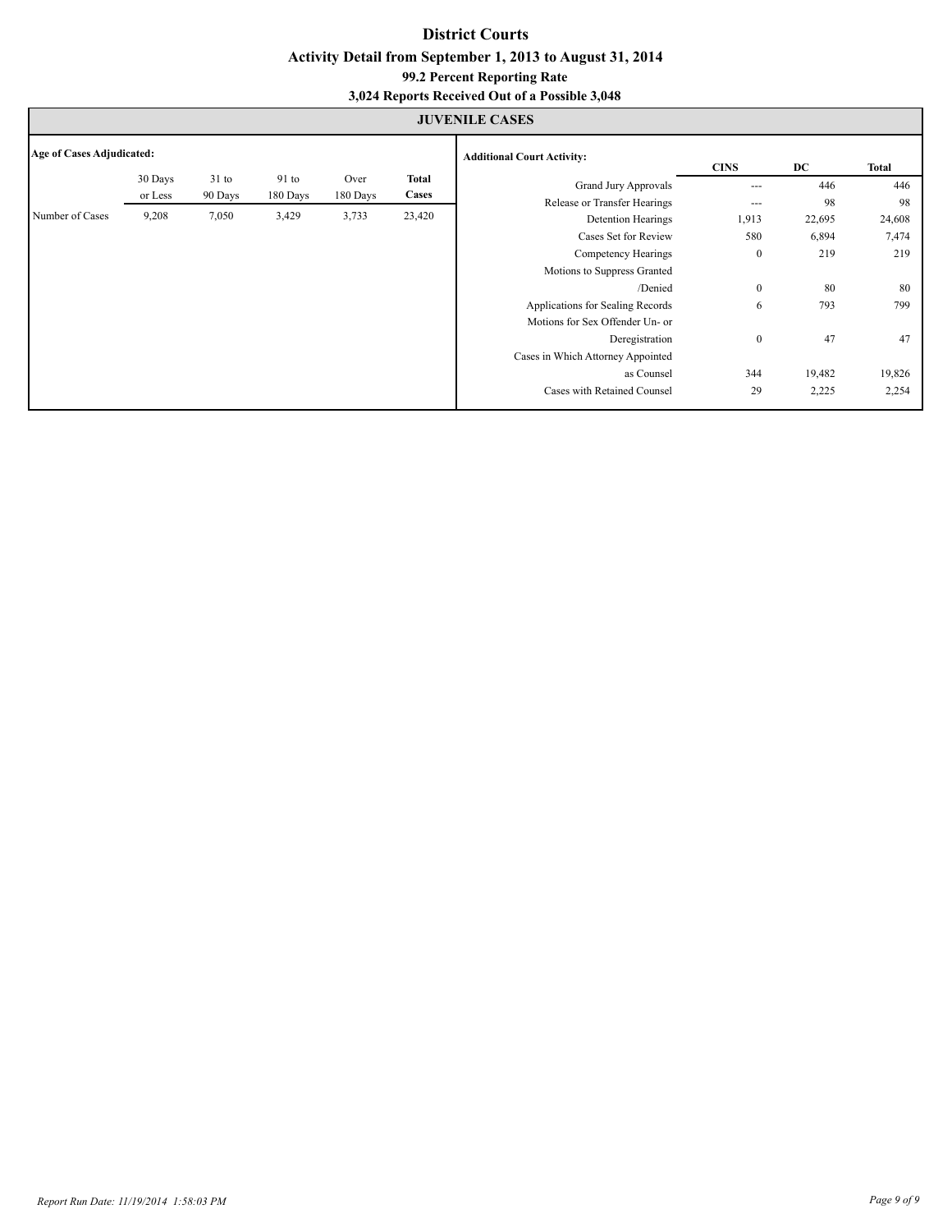# District Courts

## Activity Detail from September 1, 2013 to August 31, 2014

### 99.2 Percent Reporting Rate

### 3,024 Reports Received Out of a Possible 3,048

## JUVENILE CASES

**Age of Cases Adjudicated:**

| | 30 Days or Less | 31 to 90 Days | 91 to 180 Days | Over 180 Days | Total Cases |
|---|---|---|---|---|---|
| Number of Cases | 9,208 | 7,050 | 3,429 | 3,733 | 23,420 |

**Additional Court Activity:**

| | CINS | DC | Total |
|---|---|---|---|
| Grand Jury Approvals | --- | 446 | 446 |
| Release or Transfer Hearings | --- | 98 | 98 |
| Detention Hearings | 1,913 | 22,695 | 24,608 |
| Cases Set for Review | 580 | 6,894 | 7,474 |
| Competency Hearings | 0 | 219 | 219 |
| Motions to Suppress Granted /Denied | 0 | 80 | 80 |
| Applications for Sealing Records | 6 | 793 | 799 |
| Motions for Sex Offender Un- or Deregistration | 0 | 47 | 47 |
| Cases in Which Attorney Appointed as Counsel | 344 | 19,482 | 19,826 |
| Cases with Retained Counsel | 29 | 2,225 | 2,254 |

*Report Run Date: 11/19/2014 1:58:03 PM*